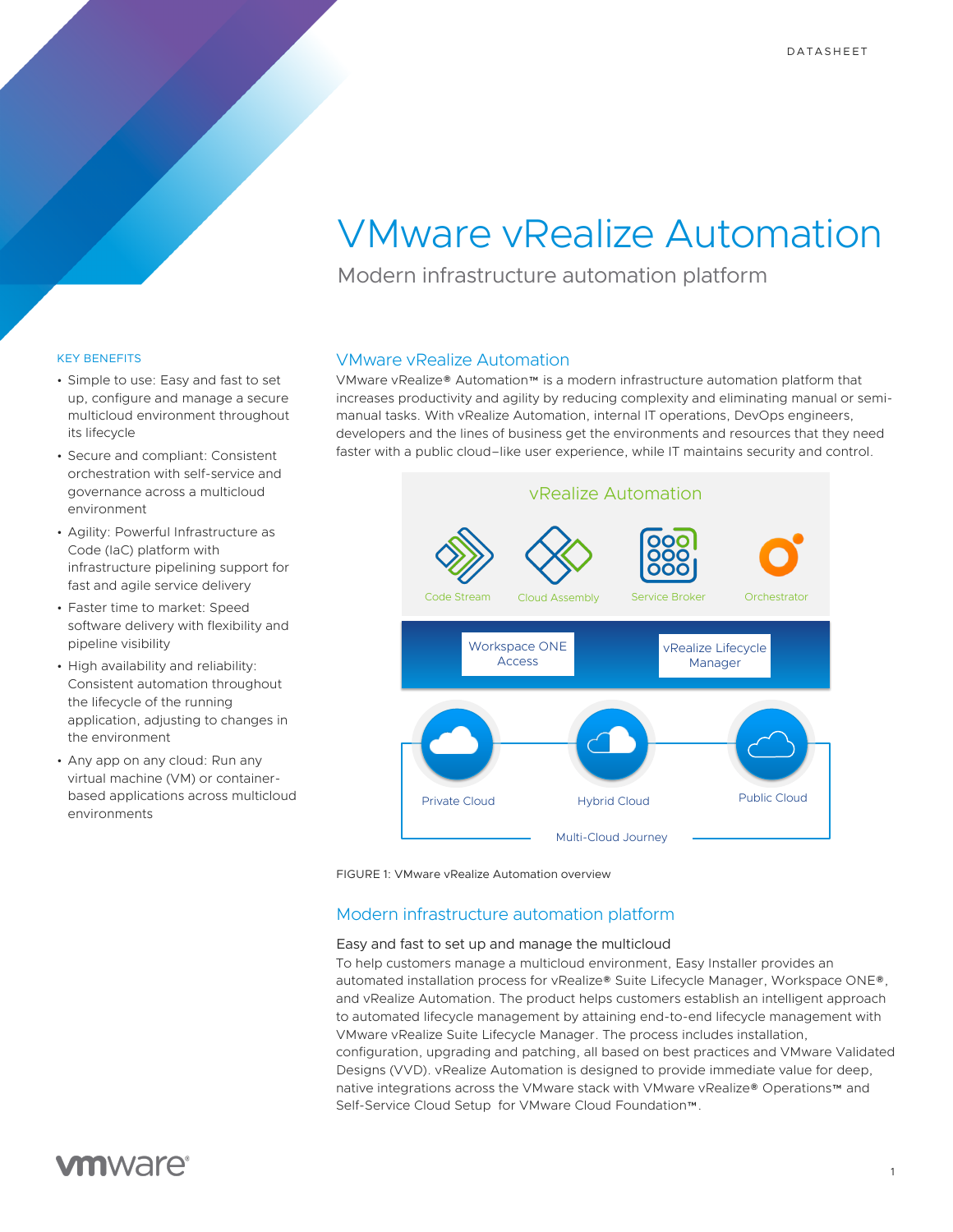DATASHEET

# VMware vRealize Automation

Modern infrastructure automation platform

## KEY BENEFITS

- Simple to use: Easy and fast to set up, configure and manage a secure multicloud environment throughout its lifecycle
- Secure and compliant: Consistent orchestration with self-service and governance across a multicloud environment
- Agility: Powerful Infrastructure as Code (IaC) platform with infrastructure pipelining support for fast and agile service delivery
- Faster time to market: Speed software delivery with flexibility and pipeline visibility
- High availability and reliability: Consistent automation throughout the lifecycle of the running application, adjusting to changes in the environment
- Any app on any cloud: Run any virtual machine (VM) or container-based applications across multicloud environments

## VMware vRealize Automation

VMware vRealize® Automation™ is a modern infrastructure automation platform that increases productivity and agility by reducing complexity and eliminating manual or semi-manual tasks. With vRealize Automation, internal IT operations, DevOps engineers, developers and the lines of business get the environments and resources that they need faster with a public cloud–like user experience, while IT maintains security and control.

vRealize Automation

Code Stream | Cloud Assembly | Service Broker | Orchestrator

Workspace ONE Access | vRealize Lifecycle Manager

Private Cloud | Hybrid Cloud | Public Cloud

Multi-Cloud Journey

FIGURE 1: VMware vRealize Automation overview

## Modern infrastructure automation platform

### Easy and fast to set up and manage the multicloud

To help customers manage a multicloud environment, Easy Installer provides an automated installation process for vRealize® Suite Lifecycle Manager, Workspace ONE®, and vRealize Automation. The product helps customers establish an intelligent approach to automated lifecycle management by attaining end-to-end lifecycle management with VMware vRealize Suite Lifecycle Manager. The process includes installation, configuration, upgrading and patching, all based on best practices and VMware Validated Designs (VVD). vRealize Automation is designed to provide immediate value for deep, native integrations across the VMware stack with VMware vRealize® Operations™ and Self-Service Cloud Setup for VMware Cloud Foundation™.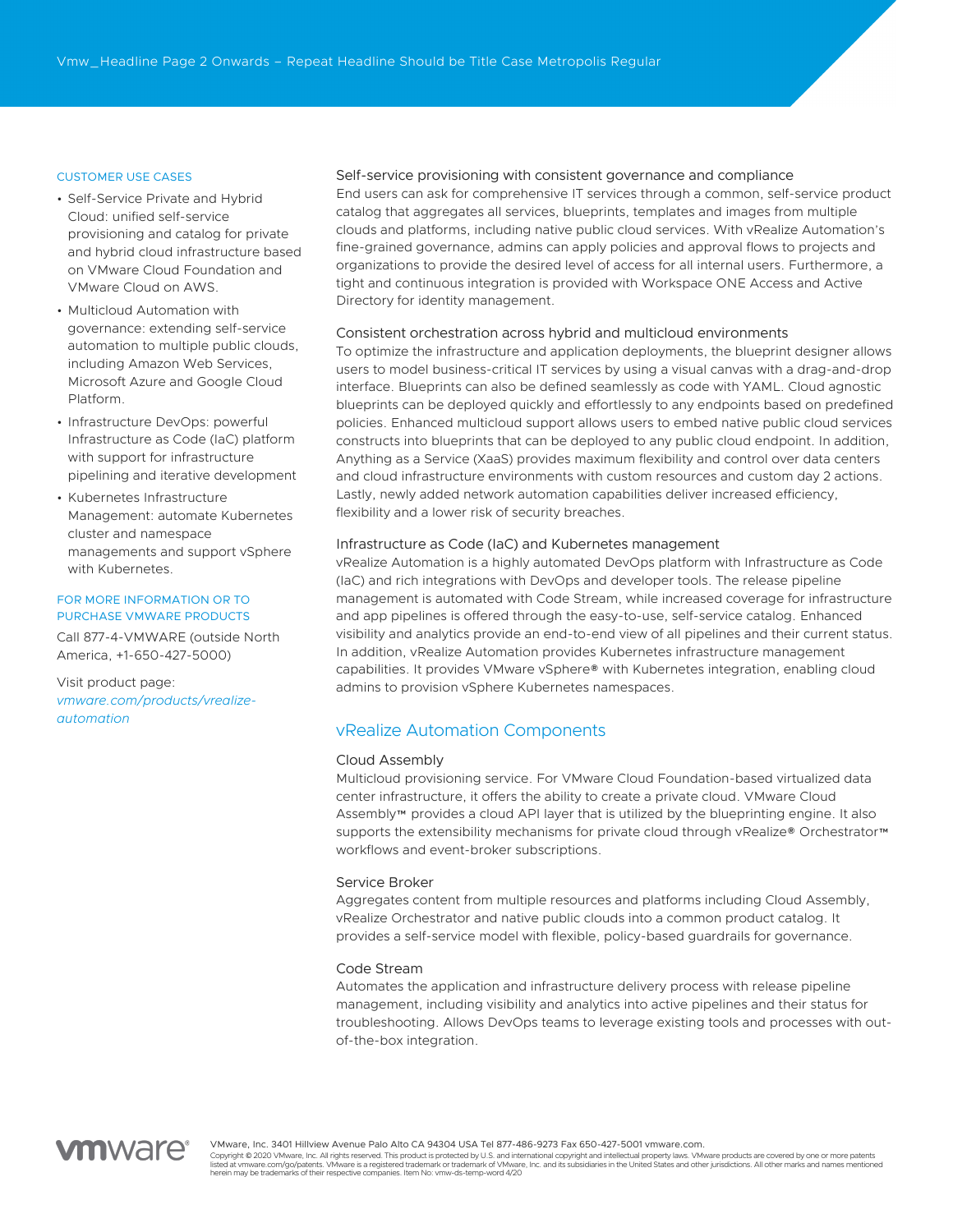CUSTOMER USE CASES

- Self-Service Private and Hybrid Cloud: unified self-service provisioning and catalog for private and hybrid cloud infrastructure based on VMware Cloud Foundation and VMware Cloud on AWS.
- Multicloud Automation with governance: extending self-service automation to multiple public clouds, including Amazon Web Services, Microsoft Azure and Google Cloud Platform.
- Infrastructure DevOps: powerful Infrastructure as Code (IaC) platform with support for infrastructure pipelining and iterative development
- Kubernetes Infrastructure Management: automate Kubernetes cluster and namespace managements and support vSphere with Kubernetes.

FOR MORE INFORMATION OR TO PURCHASE VMWARE PRODUCTS

Call 877-4-VMWARE (outside North America, +1-650-427-5000)

Visit product page: *vmware.com/products/vrealize-automation*

### Self-service provisioning with consistent governance and compliance

End users can ask for comprehensive IT services through a common, self-service product catalog that aggregates all services, blueprints, templates and images from multiple clouds and platforms, including native public cloud services. With vRealize Automation's fine-grained governance, admins can apply policies and approval flows to projects and organizations to provide the desired level of access for all internal users. Furthermore, a tight and continuous integration is provided with Workspace ONE Access and Active Directory for identity management.

### Consistent orchestration across hybrid and multicloud environments

To optimize the infrastructure and application deployments, the blueprint designer allows users to model business-critical IT services by using a visual canvas with a drag-and-drop interface. Blueprints can also be defined seamlessly as code with YAML. Cloud agnostic blueprints can be deployed quickly and effortlessly to any endpoints based on predefined policies. Enhanced multicloud support allows users to embed native public cloud services constructs into blueprints that can be deployed to any public cloud endpoint. In addition, Anything as a Service (XaaS) provides maximum flexibility and control over data centers and cloud infrastructure environments with custom resources and custom day 2 actions. Lastly, newly added network automation capabilities deliver increased efficiency, flexibility and a lower risk of security breaches.

### Infrastructure as Code (IaC) and Kubernetes management

vRealize Automation is a highly automated DevOps platform with Infrastructure as Code (IaC) and rich integrations with DevOps and developer tools. The release pipeline management is automated with Code Stream, while increased coverage for infrastructure and app pipelines is offered through the easy-to-use, self-service catalog. Enhanced visibility and analytics provide an end-to-end view of all pipelines and their current status. In addition, vRealize Automation provides Kubernetes infrastructure management capabilities. It provides VMware vSphere® with Kubernetes integration, enabling cloud admins to provision vSphere Kubernetes namespaces.

## vRealize Automation Components

### Cloud Assembly

Multicloud provisioning service. For VMware Cloud Foundation-based virtualized data center infrastructure, it offers the ability to create a private cloud. VMware Cloud Assembly™ provides a cloud API layer that is utilized by the blueprinting engine. It also supports the extensibility mechanisms for private cloud through vRealize® Orchestrator™ workflows and event-broker subscriptions.

### Service Broker

Aggregates content from multiple resources and platforms including Cloud Assembly, vRealize Orchestrator and native public clouds into a common product catalog. It provides a self-service model with flexible, policy-based guardrails for governance.

### Code Stream

Automates the application and infrastructure delivery process with release pipeline management, including visibility and analytics into active pipelines and their status for troubleshooting. Allows DevOps teams to leverage existing tools and processes with out-of-the-box integration.